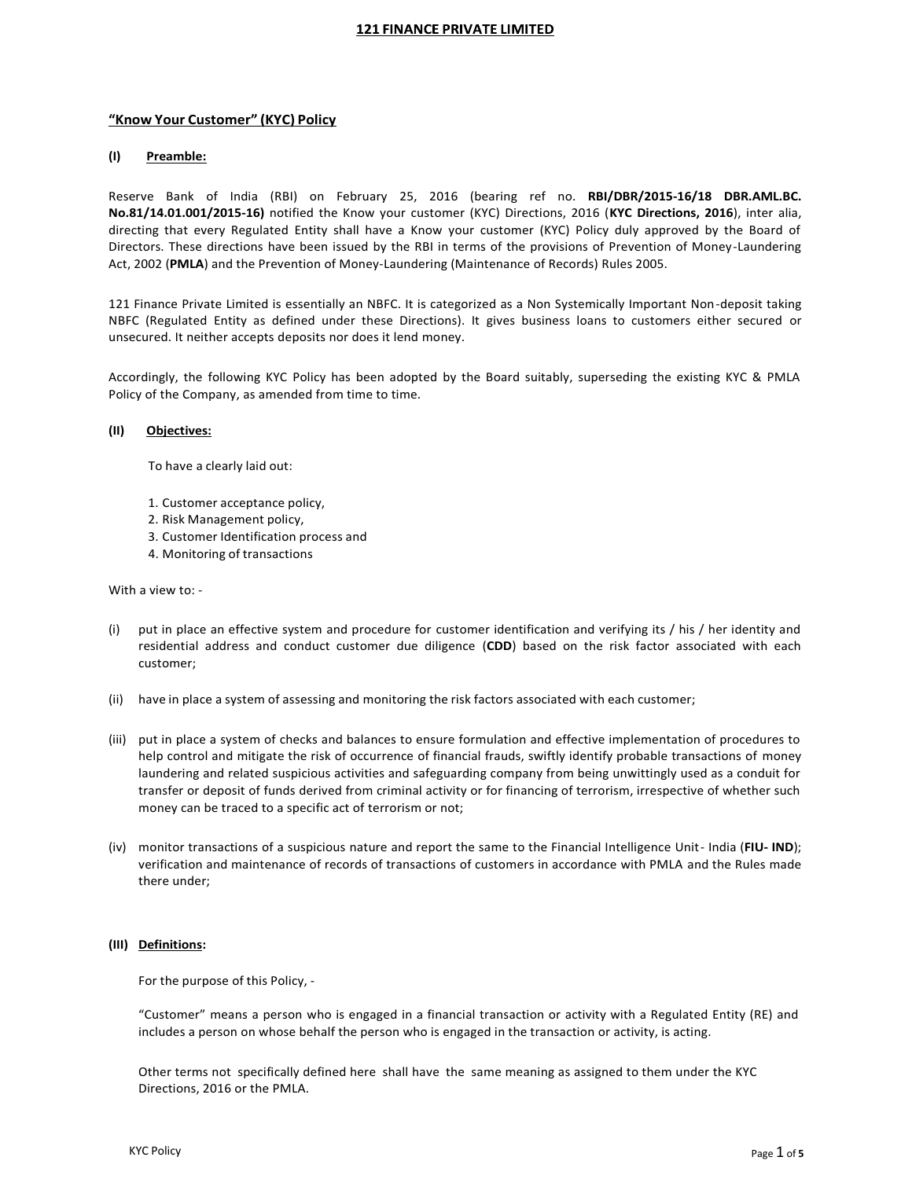# 121 FINANCE PRIVATE LIMITED

## "Know Your Customer" (KYC) Policy

### (I) Preamble:

Reserve Bank of India (RBI) on February 25, 2016 (bearing ref no. **RBI/DBR/2015-16/18 DBR.AML.BC. No.81/14.01.001/2015-16)** notified the Know your customer (KYC) Directions, 2016 (**KYC Directions, 2016**), inter alia, directing that every Regulated Entity shall have a Know your customer (KYC) Policy duly approved by the Board of Directors. These directions have been issued by the RBI in terms of the provisions of Prevention of Money-Laundering Act, 2002 (**PMLA**) and the Prevention of Money-Laundering (Maintenance of Records) Rules 2005.

121 Finance Private Limited is essentially an NBFC. It is categorized as a Non Systemically Important Non-deposit taking NBFC (Regulated Entity as defined under these Directions). It gives business loans to customers either secured or unsecured. It neither accepts deposits nor does it lend money.

Accordingly, the following KYC Policy has been adopted by the Board suitably, superseding the existing KYC & PMLA Policy of the Company, as amended from time to time.

### (II) Objectives:

To have a clearly laid out:

1. Customer acceptance policy,
2. Risk Management policy,
3. Customer Identification process and
4. Monitoring of transactions

With a view to: -

(i) put in place an effective system and procedure for customer identification and verifying its / his / her identity and residential address and conduct customer due diligence (**CDD**) based on the risk factor associated with each customer;

(ii) have in place a system of assessing and monitoring the risk factors associated with each customer;

(iii) put in place a system of checks and balances to ensure formulation and effective implementation of procedures to help control and mitigate the risk of occurrence of financial frauds, swiftly identify probable transactions of money laundering and related suspicious activities and safeguarding company from being unwittingly used as a conduit for transfer or deposit of funds derived from criminal activity or for financing of terrorism, irrespective of whether such money can be traced to a specific act of terrorism or not;

(iv) monitor transactions of a suspicious nature and report the same to the Financial Intelligence Unit- India (**FIU- IND**); verification and maintenance of records of transactions of customers in accordance with PMLA and the Rules made there under;

### (III) Definitions:

For the purpose of this Policy, -

"Customer" means a person who is engaged in a financial transaction or activity with a Regulated Entity (RE) and includes a person on whose behalf the person who is engaged in the transaction or activity, is acting.

Other terms not specifically defined here shall have the same meaning as assigned to them under the KYC Directions, 2016 or the PMLA.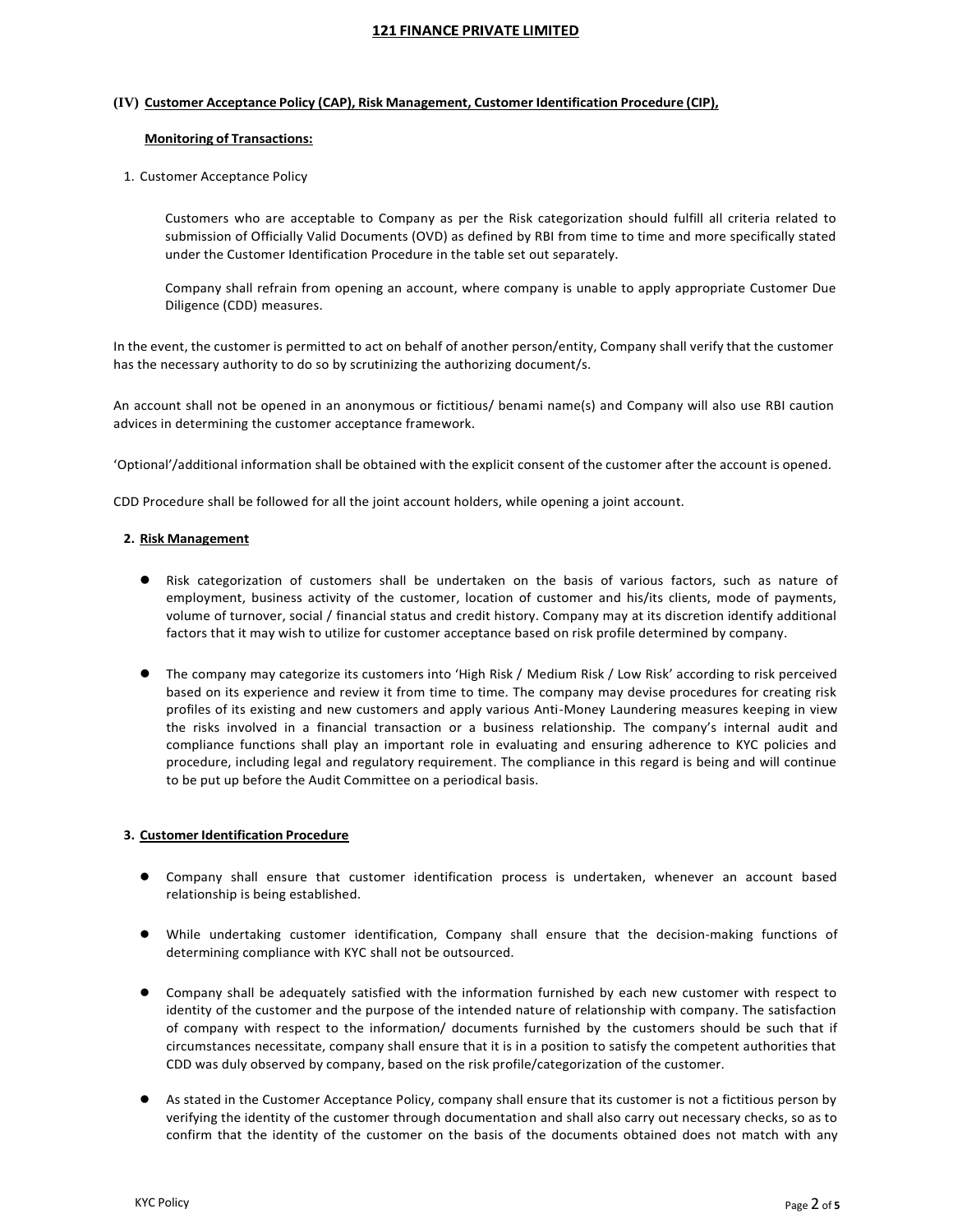### (IV) Customer Acceptance Policy (CAP), Risk Management, Customer Identification Procedure (CIP), Monitoring of Transactions:

1. Customer Acceptance Policy

   Customers who are acceptable to Company as per the Risk categorization should fulfill all criteria related to submission of Officially Valid Documents (OVD) as defined by RBI from time to time and more specifically stated under the Customer Identification Procedure in the table set out separately.

   Company shall refrain from opening an account, where company is unable to apply appropriate Customer Due Diligence (CDD) measures.

In the event, the customer is permitted to act on behalf of another person/entity, Company shall verify that the customer has the necessary authority to do so by scrutinizing the authorizing document/s.

An account shall not be opened in an anonymous or fictitious/ benami name(s) and Company will also use RBI caution advices in determining the customer acceptance framework.

'Optional'/additional information shall be obtained with the explicit consent of the customer after the account is opened.

CDD Procedure shall be followed for all the joint account holders, while opening a joint account.

2. **Risk Management**

- Risk categorization of customers shall be undertaken on the basis of various factors, such as nature of employment, business activity of the customer, location of customer and his/its clients, mode of payments, volume of turnover, social / financial status and credit history. Company may at its discretion identify additional factors that it may wish to utilize for customer acceptance based on risk profile determined by company.

- The company may categorize its customers into 'High Risk / Medium Risk / Low Risk' according to risk perceived based on its experience and review it from time to time. The company may devise procedures for creating risk profiles of its existing and new customers and apply various Anti-Money Laundering measures keeping in view the risks involved in a financial transaction or a business relationship. The company's internal audit and compliance functions shall play an important role in evaluating and ensuring adherence to KYC policies and procedure, including legal and regulatory requirement. The compliance in this regard is being and will continue to be put up before the Audit Committee on a periodical basis.

3. **Customer Identification Procedure**

- Company shall ensure that customer identification process is undertaken, whenever an account based relationship is being established.

- While undertaking customer identification, Company shall ensure that the decision-making functions of determining compliance with KYC shall not be outsourced.

- Company shall be adequately satisfied with the information furnished by each new customer with respect to identity of the customer and the purpose of the intended nature of relationship with company. The satisfaction of company with respect to the information/ documents furnished by the customers should be such that if circumstances necessitate, company shall ensure that it is in a position to satisfy the competent authorities that CDD was duly observed by company, based on the risk profile/categorization of the customer.

- As stated in the Customer Acceptance Policy, company shall ensure that its customer is not a fictitious person by verifying the identity of the customer through documentation and shall also carry out necessary checks, so as to confirm that the identity of the customer on the basis of the documents obtained does not match with any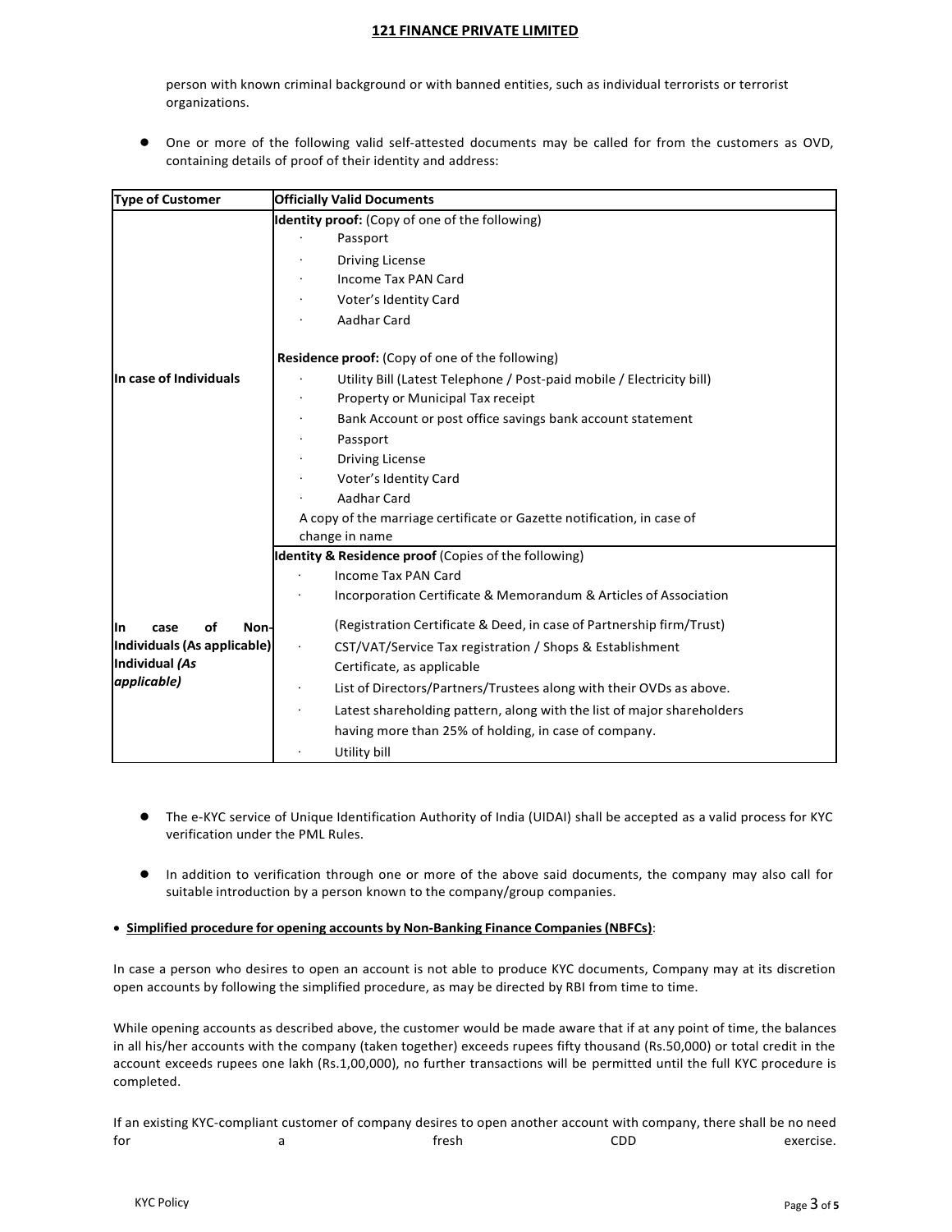person with known criminal background or with banned entities, such as individual terrorists or terrorist organizations.

- One or more of the following valid self-attested documents may be called for from the customers as OVD, containing details of proof of their identity and address:

| Type of Customer | Officially Valid Documents |
|---|---|
| In case of Individuals | **Identity proof:** (Copy of one of the following)<br>· Passport<br>· Driving License<br>· Income Tax PAN Card<br>· Voter's Identity Card<br>· Aadhar Card<br><br>**Residence proof:** (Copy of one of the following)<br>· Utility Bill (Latest Telephone / Post-paid mobile / Electricity bill)<br>· Property or Municipal Tax receipt<br>· Bank Account or post office savings bank account statement<br>· Passport<br>· Driving License<br>· Voter's Identity Card<br>· Aadhar Card<br>A copy of the marriage certificate or Gazette notification, in case of change in name |
| In case of Non-Individuals (As applicable) Individual *(As applicable)* | **Identity & Residence proof** (Copies of the following)<br>· Income Tax PAN Card<br>· Incorporation Certificate & Memorandum & Articles of Association<br>(Registration Certificate & Deed, in case of Partnership firm/Trust)<br>· CST/VAT/Service Tax registration / Shops & Establishment Certificate, as applicable<br>· List of Directors/Partners/Trustees along with their OVDs as above.<br>· Latest shareholding pattern, along with the list of major shareholders having more than 25% of holding, in case of company.<br>· Utility bill |

- The e-KYC service of Unique Identification Authority of India (UIDAI) shall be accepted as a valid process for KYC verification under the PML Rules.

- In addition to verification through one or more of the above said documents, the company may also call for suitable introduction by a person known to the company/group companies.

- **Simplified procedure for opening accounts by Non-Banking Finance Companies (NBFCs)**:

In case a person who desires to open an account is not able to produce KYC documents, Company may at its discretion open accounts by following the simplified procedure, as may be directed by RBI from time to time.

While opening accounts as described above, the customer would be made aware that if at any point of time, the balances in all his/her accounts with the company (taken together) exceeds rupees fifty thousand (Rs.50,000) or total credit in the account exceeds rupees one lakh (Rs.1,00,000), no further transactions will be permitted until the full KYC procedure is completed.

If an existing KYC-compliant customer of company desires to open another account with company, there shall be no need for a fresh CDD exercise.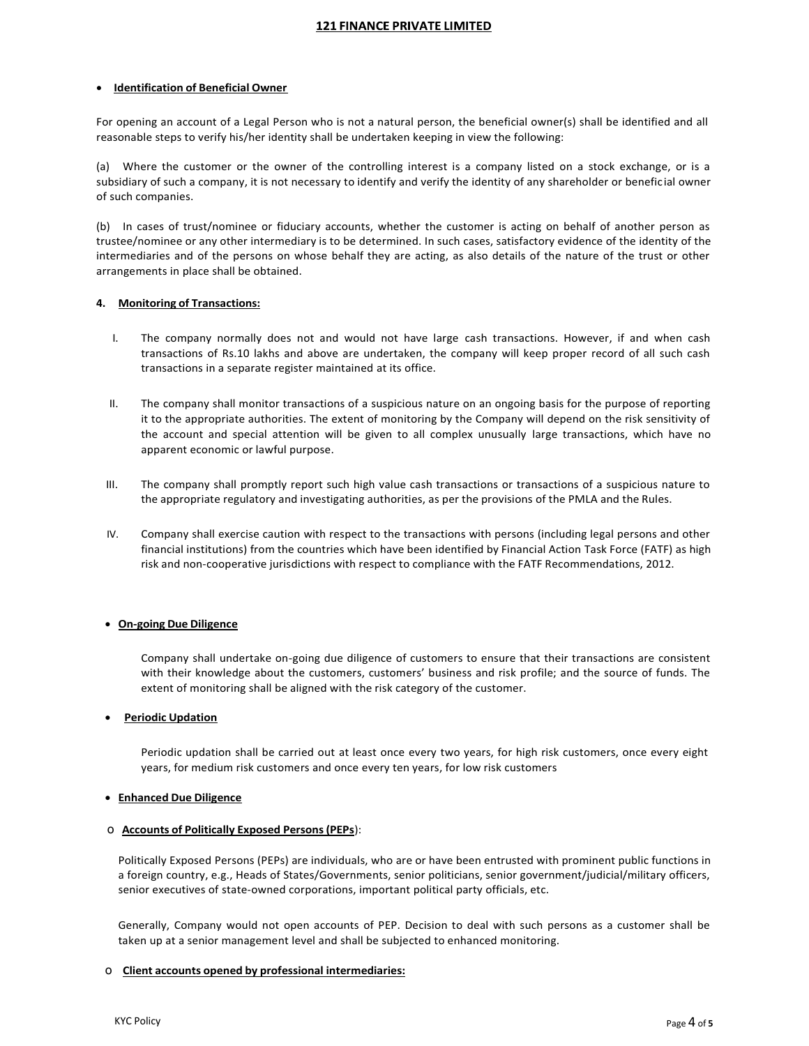- **Identification of Beneficial Owner**

For opening an account of a Legal Person who is not a natural person, the beneficial owner(s) shall be identified and all reasonable steps to verify his/her identity shall be undertaken keeping in view the following:

(a) Where the customer or the owner of the controlling interest is a company listed on a stock exchange, or is a subsidiary of such a company, it is not necessary to identify and verify the identity of any shareholder or beneficial owner of such companies.

(b) In cases of trust/nominee or fiduciary accounts, whether the customer is acting on behalf of another person as trustee/nominee or any other intermediary is to be determined. In such cases, satisfactory evidence of the identity of the intermediaries and of the persons on whose behalf they are acting, as also details of the nature of the trust or other arrangements in place shall be obtained.

**4. Monitoring of Transactions:**

I. The company normally does not and would not have large cash transactions. However, if and when cash transactions of Rs.10 lakhs and above are undertaken, the company will keep proper record of all such cash transactions in a separate register maintained at its office.

II. The company shall monitor transactions of a suspicious nature on an ongoing basis for the purpose of reporting it to the appropriate authorities. The extent of monitoring by the Company will depend on the risk sensitivity of the account and special attention will be given to all complex unusually large transactions, which have no apparent economic or lawful purpose.

III. The company shall promptly report such high value cash transactions or transactions of a suspicious nature to the appropriate regulatory and investigating authorities, as per the provisions of the PMLA and the Rules.

IV. Company shall exercise caution with respect to the transactions with persons (including legal persons and other financial institutions) from the countries which have been identified by Financial Action Task Force (FATF) as high risk and non-cooperative jurisdictions with respect to compliance with the FATF Recommendations, 2012.

- **On-going Due Diligence**

Company shall undertake on-going due diligence of customers to ensure that their transactions are consistent with their knowledge about the customers, customers' business and risk profile; and the source of funds. The extent of monitoring shall be aligned with the risk category of the customer.

- **Periodic Updation**

Periodic updation shall be carried out at least once every two years, for high risk customers, once every eight years, for medium risk customers and once every ten years, for low risk customers

- **Enhanced Due Diligence**

  - **Accounts of Politically Exposed Persons (PEPs)**:

Politically Exposed Persons (PEPs) are individuals, who are or have been entrusted with prominent public functions in a foreign country, e.g., Heads of States/Governments, senior politicians, senior government/judicial/military officers, senior executives of state-owned corporations, important political party officials, etc.

Generally, Company would not open accounts of PEP. Decision to deal with such persons as a customer shall be taken up at a senior management level and shall be subjected to enhanced monitoring.

  - **Client accounts opened by professional intermediaries:**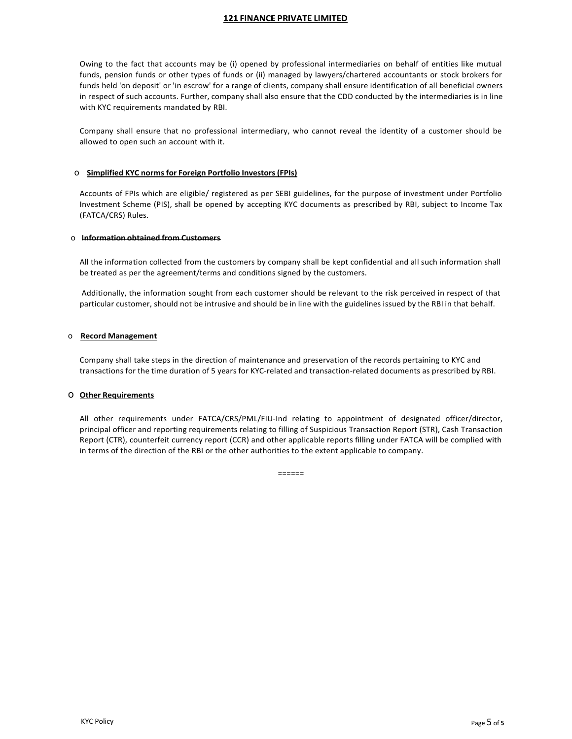Owing to the fact that accounts may be (i) opened by professional intermediaries on behalf of entities like mutual funds, pension funds or other types of funds or (ii) managed by lawyers/chartered accountants or stock brokers for funds held 'on deposit' or 'in escrow' for a range of clients, company shall ensure identification of all beneficial owners in respect of such accounts. Further, company shall also ensure that the CDD conducted by the intermediaries is in line with KYC requirements mandated by RBI.

Company shall ensure that no professional intermediary, who cannot reveal the identity of a customer should be allowed to open such an account with it.

- **Simplified KYC norms for Foreign Portfolio Investors (FPIs)**

Accounts of FPIs which are eligible/ registered as per SEBI guidelines, for the purpose of investment under Portfolio Investment Scheme (PIS), shall be opened by accepting KYC documents as prescribed by RBI, subject to Income Tax (FATCA/CRS) Rules.

- **Information obtained from Customers**

All the information collected from the customers by company shall be kept confidential and all such information shall be treated as per the agreement/terms and conditions signed by the customers.

Additionally, the information sought from each customer should be relevant to the risk perceived in respect of that particular customer, should not be intrusive and should be in line with the guidelines issued by the RBI in that behalf.

- **Record Management**

Company shall take steps in the direction of maintenance and preservation of the records pertaining to KYC and transactions for the time duration of 5 years for KYC-related and transaction-related documents as prescribed by RBI.

- **Other Requirements**

All other requirements under FATCA/CRS/PML/FIU-Ind relating to appointment of designated officer/director, principal officer and reporting requirements relating to filling of Suspicious Transaction Report (STR), Cash Transaction Report (CTR), counterfeit currency report (CCR) and other applicable reports filling under FATCA will be complied with in terms of the direction of the RBI or the other authorities to the extent applicable to company.

======